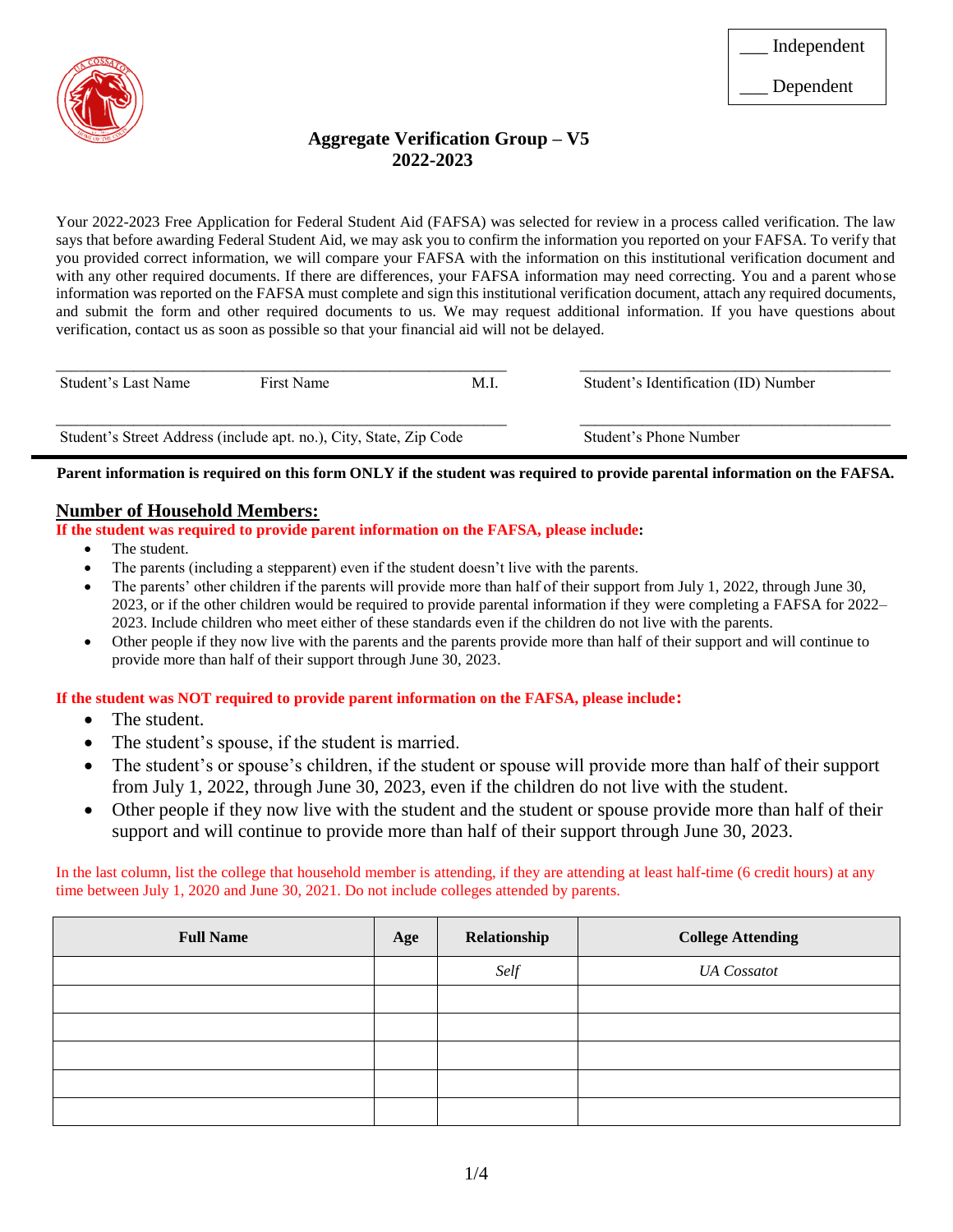___ Independent

___ Dependent

# Aggregate Verification Group – V5
## 2022-2023

Your 2022-2023 Free Application for Federal Student Aid (FAFSA) was selected for review in a process called verification. The law says that before awarding Federal Student Aid, we may ask you to confirm the information you reported on your FAFSA. To verify that you provided correct information, we will compare your FAFSA with the information on this institutional verification document and with any other required documents. If there are differences, your FAFSA information may need correcting. You and a parent whose information was reported on the FAFSA must complete and sign this institutional verification document, attach any required documents, and submit the form and other required documents to us. We may request additional information. If you have questions about verification, contact us as soon as possible so that your financial aid will not be delayed.

______________________________________________________ ______________________________________

Student's Last Name First Name M.I. Student's Identification (ID) Number

______________________________________________________ ______________________________________

Student's Street Address (include apt. no.), City, State, Zip Code Student's Phone Number

**Parent information is required on this form ONLY if the student was required to provide parental information on the FAFSA.**

## Number of Household Members:

**If the student was required to provide parent information on the FAFSA, please include:**

- The student.
- The parents (including a stepparent) even if the student doesn't live with the parents.
- The parents' other children if the parents will provide more than half of their support from July 1, 2022, through June 30, 2023, or if the other children would be required to provide parental information if they were completing a FAFSA for 2022–2023. Include children who meet either of these standards even if the children do not live with the parents.
- Other people if they now live with the parents and the parents provide more than half of their support and will continue to provide more than half of their support through June 30, 2023.

**If the student was NOT required to provide parent information on the FAFSA, please include:**

- The student.
- The student's spouse, if the student is married.
- The student's or spouse's children, if the student or spouse will provide more than half of their support from July 1, 2022, through June 30, 2023, even if the children do not live with the student.
- Other people if they now live with the student and the student or spouse provide more than half of their support and will continue to provide more than half of their support through June 30, 2023.

In the last column, list the college that household member is attending, if they are attending at least half-time (6 credit hours) at any time between July 1, 2020 and June 30, 2021. Do not include colleges attended by parents.

| Full Name | Age | Relationship | College Attending |
|---|---|---|---|
| | | *Self* | *UA Cossatot* |
| | | | |
| | | | |
| | | | |
| | | | |
| | | | |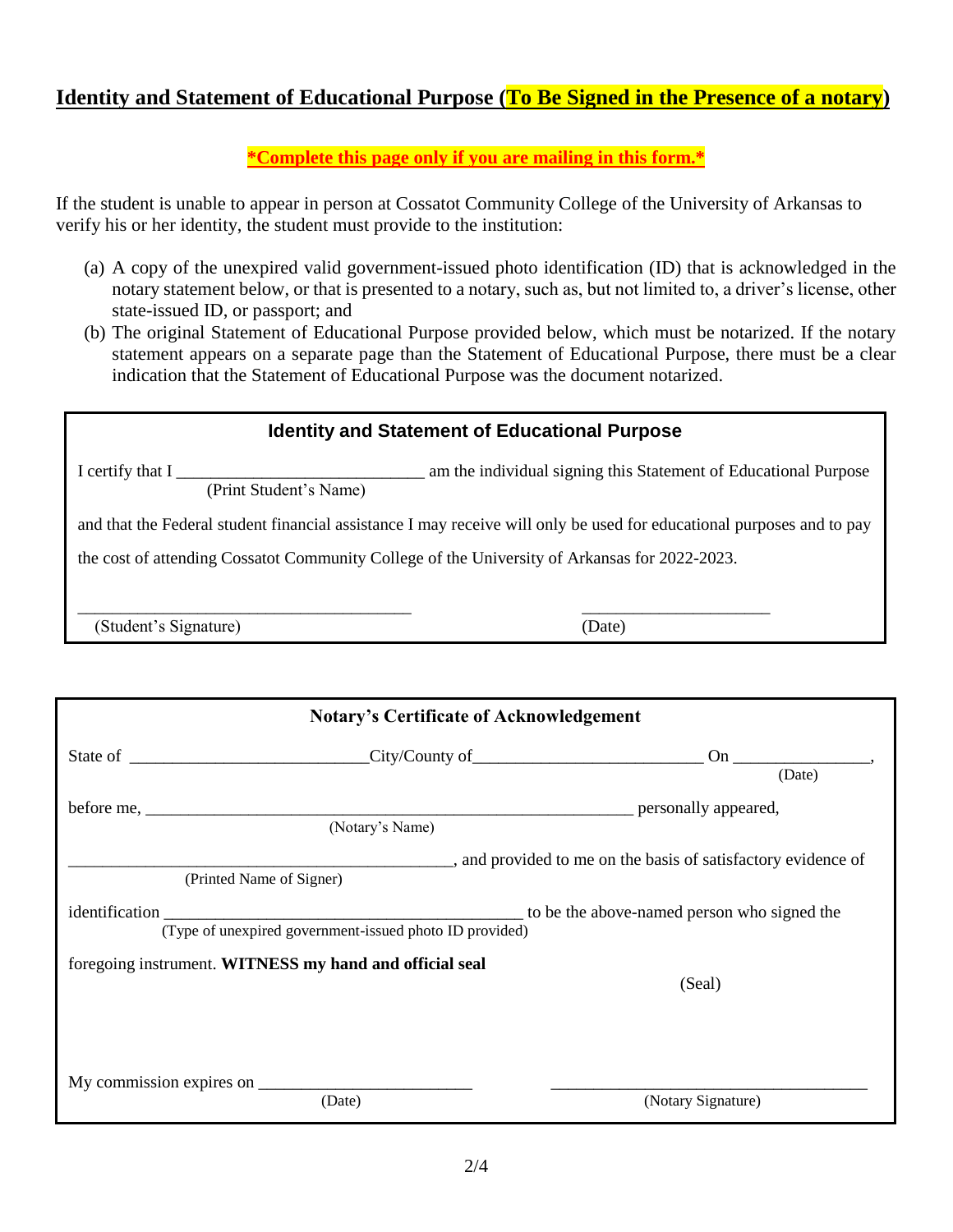## Identity and Statement of Educational Purpose (To Be Signed in the Presence of a notary)

**\*Complete this page only if you are mailing in this form.\***

If the student is unable to appear in person at Cossatot Community College of the University of Arkansas to verify his or her identity, the student must provide to the institution:

(a) A copy of the unexpired valid government-issued photo identification (ID) that is acknowledged in the notary statement below, or that is presented to a notary, such as, but not limited to, a driver's license, other state-issued ID, or passport; and

(b) The original Statement of Educational Purpose provided below, which must be notarized. If the notary statement appears on a separate page than the Statement of Educational Purpose, there must be a clear indication that the Statement of Educational Purpose was the document notarized.

---

### Identity and Statement of Educational Purpose

I certify that I ____________________________ am the individual signing this Statement of Educational Purpose
(Print Student's Name)

and that the Federal student financial assistance I may receive will only be used for educational purposes and to pay the cost of attending Cossatot Community College of the University of Arkansas for 2022-2023.

______________________________________ (Student's Signature)

_____________________ (Date)

---

### Notary's Certificate of Acknowledgement

State of ___________________________ City/County of ___________________________ On _______________ (Date),

before me, ___________________________________________________________ (Notary's Name) personally appeared,

______________________________________________ (Printed Name of Signer), and provided to me on the basis of satisfactory evidence of

identification __________________________________________ (Type of unexpired government-issued photo ID provided) to be the above-named person who signed the

foregoing instrument. **WITNESS my hand and official seal**

(Seal)

My commission expires on _________________________ (Date)

____________________________________ (Notary Signature)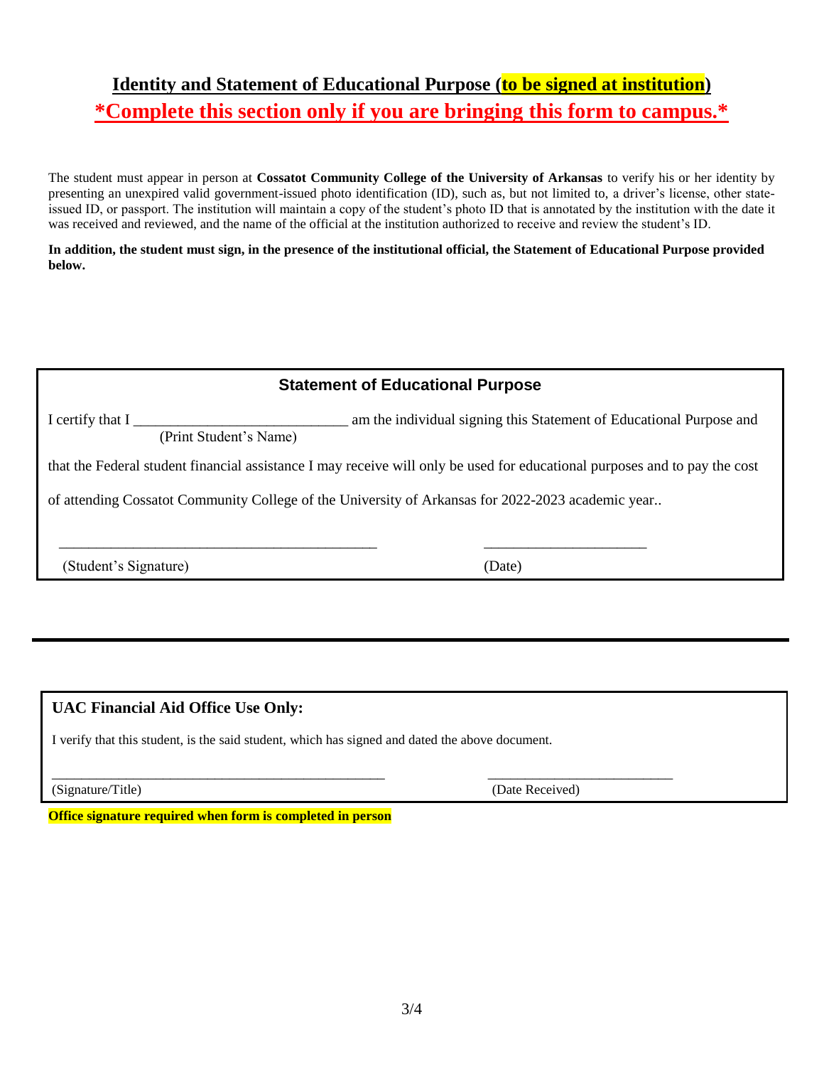## Identity and Statement of Educational Purpose (to be signed at institution)

## *Complete this section only if you are bringing this form to campus.*

The student must appear in person at **Cossatot Community College of the University of Arkansas** to verify his or her identity by presenting an unexpired valid government-issued photo identification (ID), such as, but not limited to, a driver's license, other state-issued ID, or passport. The institution will maintain a copy of the student's photo ID that is annotated by the institution with the date it was received and reviewed, and the name of the official at the institution authorized to receive and review the student's ID.

**In addition, the student must sign, in the presence of the institutional official, the Statement of Educational Purpose provided below.**

### Statement of Educational Purpose

I certify that I ____________________________ am the individual signing this Statement of Educational Purpose and
(Print Student's Name)

that the Federal student financial assistance I may receive will only be used for educational purposes and to pay the cost of attending Cossatot Community College of the University of Arkansas for 2022-2023 academic year..

__________________________________________ _____________________

(Student's Signature) (Date)

---

**UAC Financial Aid Office Use Only:**

I verify that this student, is the said student, which has signed and dated the above document.

______________________________________________ _________________________

(Signature/Title) (Date Received)

**Office signature required when form is completed in person**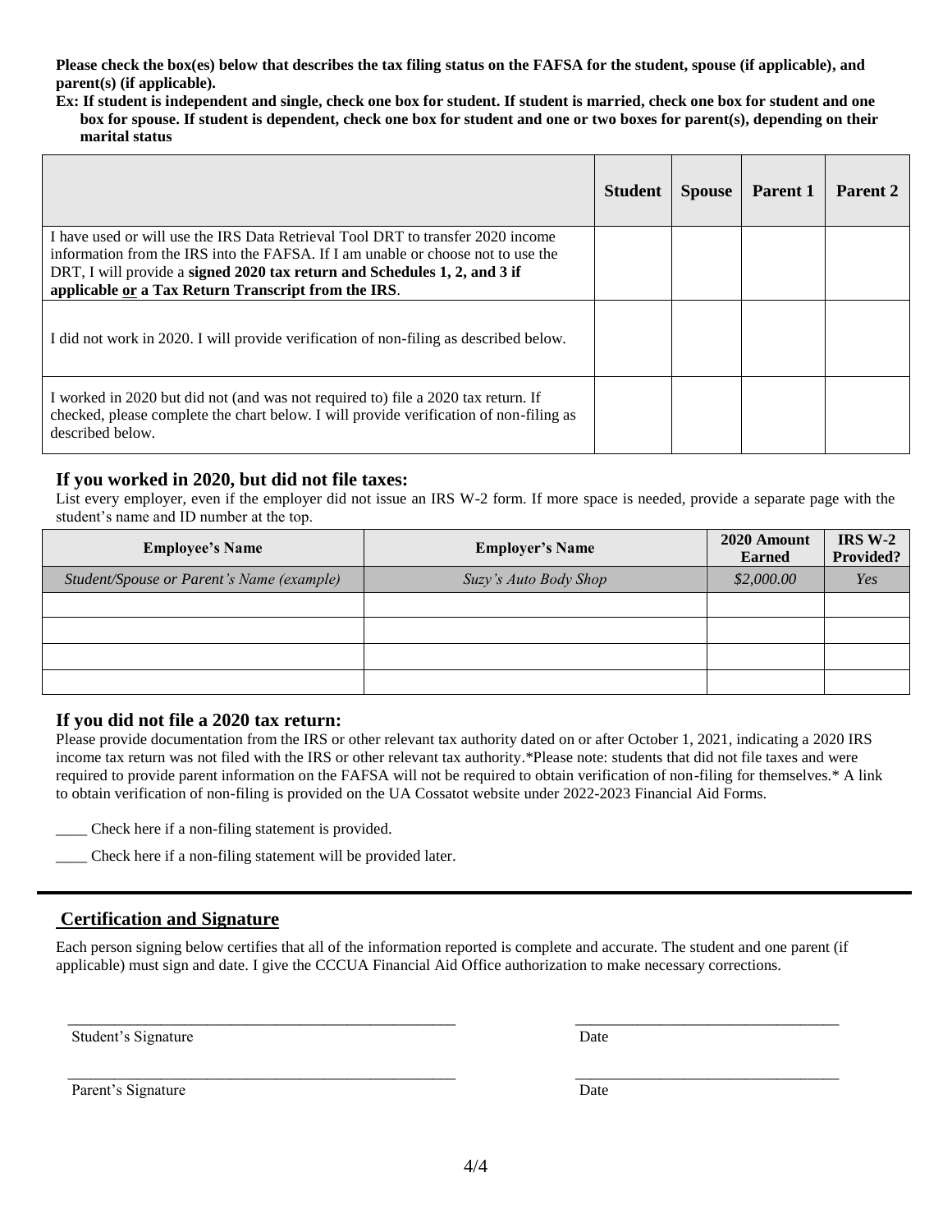**Please check the box(es) below that describes the tax filing status on the FAFSA for the student, spouse (if applicable), and parent(s) (if applicable).**

**Ex: If student is independent and single, check one box for student. If student is married, check one box for student and one box for spouse. If student is dependent, check one box for student and one or two boxes for parent(s), depending on their marital status**

| | **Student** | **Spouse** | **Parent 1** | **Parent 2** |
|---|---|---|---|---|
| I have used or will use the IRS Data Retrieval Tool DRT to transfer 2020 income information from the IRS into the FAFSA. If I am unable or choose not to use the DRT, I will provide a **signed 2020 tax return and Schedules 1, 2, and 3 if applicable <u>or</u> a Tax Return Transcript from the IRS**. | | | | |
| I did not work in 2020. I will provide verification of non-filing as described below. | | | | |
| I worked in 2020 but did not (and was not required to) file a 2020 tax return. If checked, please complete the chart below. I will provide verification of non-filing as described below. | | | | |

## If you worked in 2020, but did not file taxes:

List every employer, even if the employer did not issue an IRS W-2 form. If more space is needed, provide a separate page with the student's name and ID number at the top.

| Employee's Name | Employer's Name | 2020 Amount Earned | IRS W-2 Provided? |
|---|---|---|---|
| *Student/Spouse or Parent's Name (example)* | *Suzy's Auto Body Shop* | *$2,000.00* | *Yes* |
| | | | |
| | | | |
| | | | |
| | | | |

## If you did not file a 2020 tax return:

Please provide documentation from the IRS or other relevant tax authority dated on or after October 1, 2021, indicating a 2020 IRS income tax return was not filed with the IRS or other relevant tax authority.*Please note: students that did not file taxes and were required to provide parent information on the FAFSA will not be required to obtain verification of non-filing for themselves.* A link to obtain verification of non-filing is provided on the UA Cossatot website under 2022-2023 Financial Aid Forms.

____ Check here if a non-filing statement is provided.

____ Check here if a non-filing statement will be provided later.

---

## Certification and Signature

Each person signing below certifies that all of the information reported is complete and accurate. The student and one parent (if applicable) must sign and date. I give the CCCUA Financial Aid Office authorization to make necessary corrections.

_______________________________________________ _______________________________

Student's Signature Date

_______________________________________________ _______________________________

Parent's Signature Date